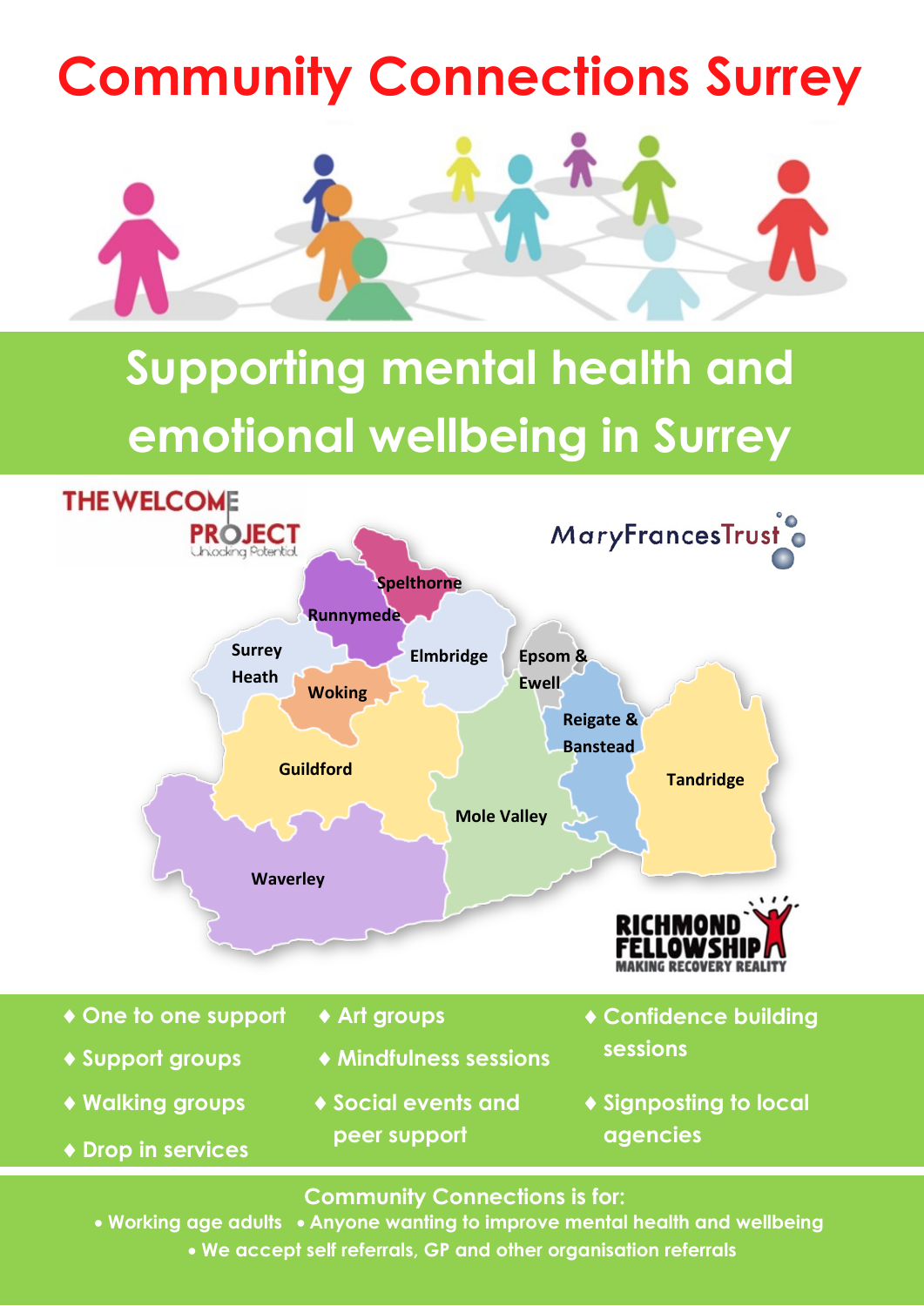# Community Connections Surrey

## Supporting mental health and emotional wellbeing in Surrey

THE WELCOME PROJECT
Unlocking Potential

MaryFrancesTrust

Spelthorne
Runnymede
Surrey Heath
Elmbridge
Epsom & Ewell
Woking
Reigate & Banstead
Guildford
Tandridge
Mole Valley
Waverley

RICHMOND FELLOWSHIP
MAKING RECOVERY REALITY

- One to one support
- Support groups
- Walking groups
- Drop in services
- Art groups
- Mindfulness sessions
- Social events and peer support
- Confidence building sessions
- Signposting to local agencies

**Community Connections is for:**

- Working age adults
- Anyone wanting to improve mental health and wellbeing
- We accept self referrals, GP and other organisation referrals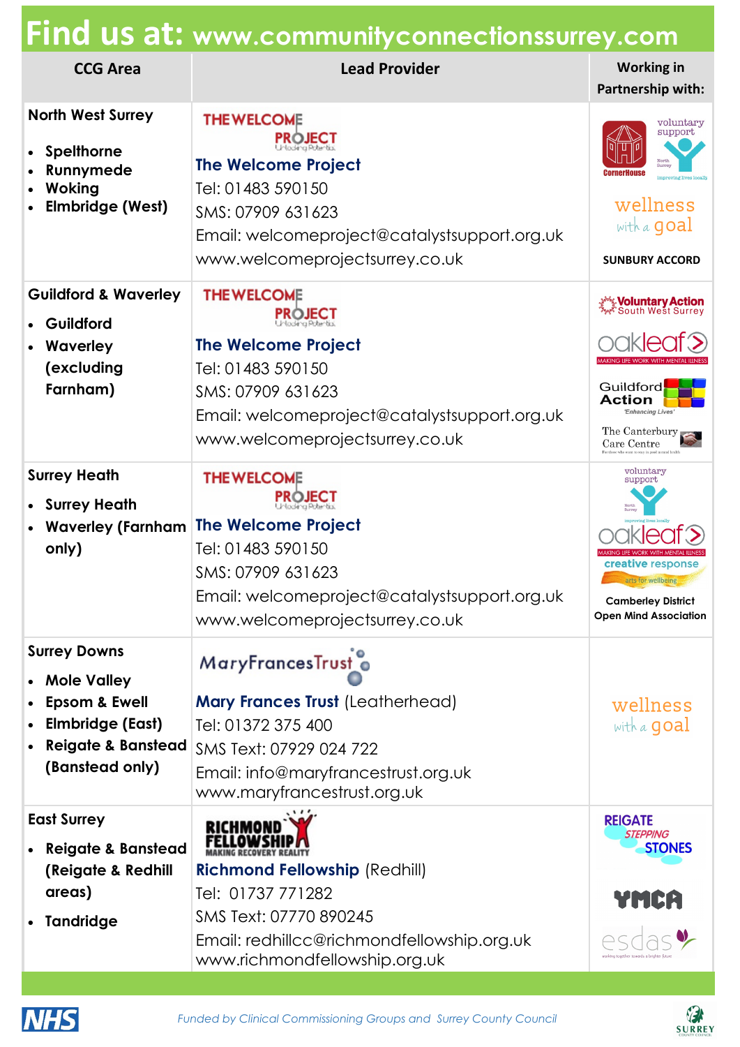# Find us at: www.communityconnectionssurrey.com

| CCG Area | Lead Provider | Working in Partnership with: |
|---|---|---|
| **North West Surrey**<br>• Spelthorne<br>• Runnymede<br>• Woking<br>• Elmbridge (West) | THE WELCOME PROJECT<br>**The Welcome Project**<br>Tel: 01483 590150<br>SMS: 07909 631623<br>Email: welcomeproject@catalystsupport.org.uk<br>www.welcomeprojectsurrey.co.uk | CornerHouse<br>voluntary support North Surrey<br>wellness with a goal<br>SUNBURY ACCORD |
| **Guildford & Waverley**<br>• Guildford<br>• Waverley (excluding Farnham) | THE WELCOME PROJECT<br>**The Welcome Project**<br>Tel: 01483 590150<br>SMS: 07909 631623<br>Email: welcomeproject@catalystsupport.org.uk<br>www.welcomeprojectsurrey.co.uk | Voluntary Action South West Surrey<br>oakleaf MAKING LIFE WORK WITH MENTAL ILLNESS<br>Guildford Action 'Enhancing Lives'<br>The Canterbury Care Centre |
| **Surrey Heath**<br>• Surrey Heath<br>• Waverley (Farnham only) | THE WELCOME PROJECT<br>**The Welcome Project**<br>Tel: 01483 590150<br>SMS: 07909 631623<br>Email: welcomeproject@catalystsupport.org.uk<br>www.welcomeprojectsurrey.co.uk | voluntary support North Surrey<br>oakleaf MAKING LIFE WORK WITH MENTAL ILLNESS<br>creative response arts for wellbeing<br>Camberley District Open Mind Association |
| **Surrey Downs**<br>• Mole Valley<br>• Epsom & Ewell<br>• Elmbridge (East)<br>• Reigate & Banstead (Banstead only) | MaryFrancesTrust<br>**Mary Frances Trust** (Leatherhead)<br>Tel: 01372 375 400<br>SMS Text: 07929 024 722<br>Email: info@maryfrancestrust.org.uk<br>www.maryfrancestrust.org.uk | wellness with a goal |
| **East Surrey**<br>• Reigate & Banstead (Reigate & Redhill areas)<br>• Tandridge | RICHMOND FELLOWSHIP MAKING RECOVERY REALITY<br>**Richmond Fellowship** (Redhill)<br>Tel: 01737 771282<br>SMS Text: 07770 890245<br>Email: redhillcc@richmondfellowship.org.uk<br>www.richmondfellowship.org.uk | REIGATE STEPPING STONES<br>YMCA<br>esdas |

*Funded by Clinical Commissioning Groups and Surrey County Council*